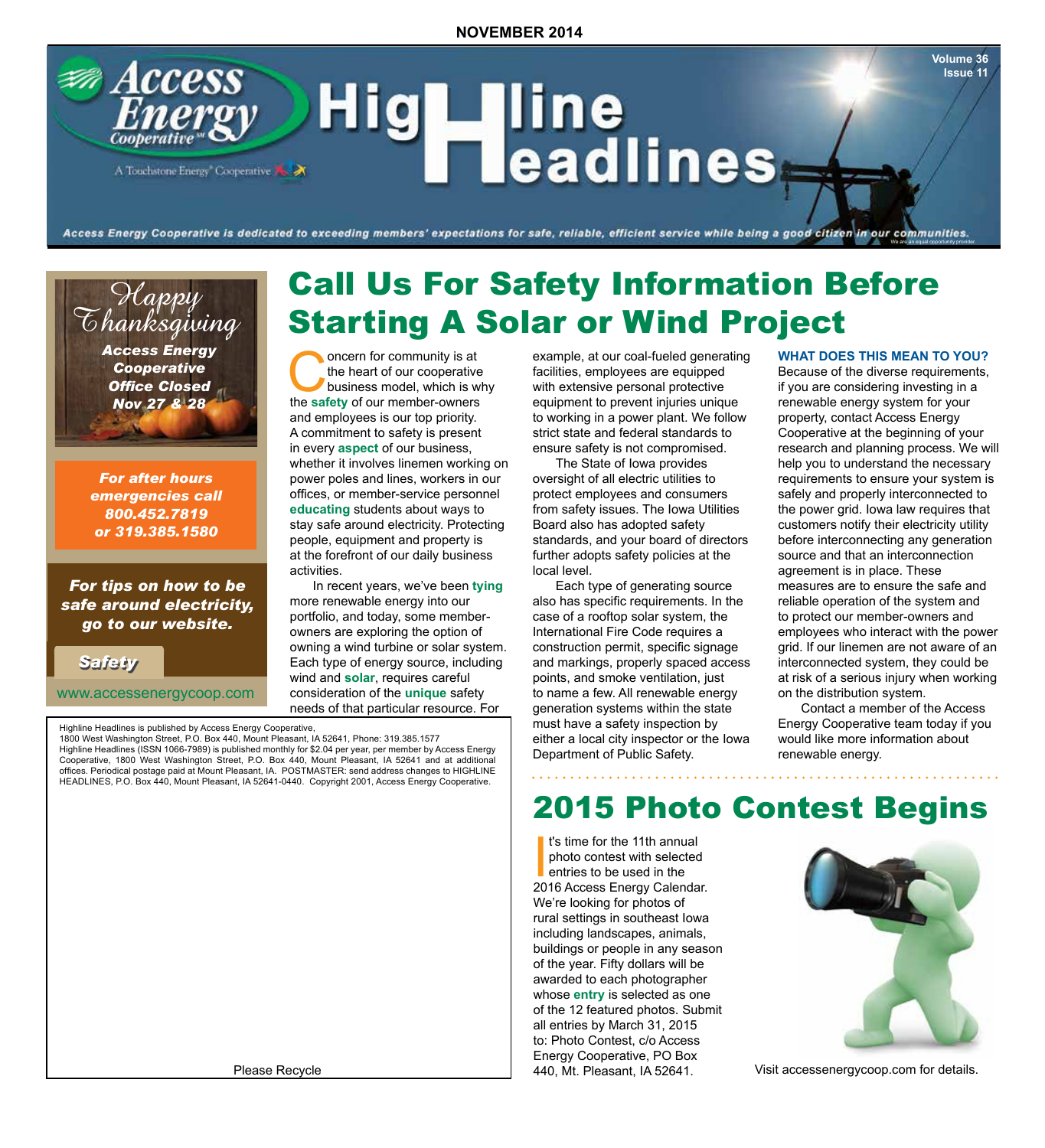NOVEMBER 2014

# Access Energy Cooperative — Highline Headlines

A Touchstone Energy® Cooperative

Volume 36
Issue 11

*Access Energy Cooperative is dedicated to exceeding members' expectations for safe, reliable, efficient service while being a good citizen in our communities.*

We are an equal opportunity provider.

*Happy Thanksgiving*

***Access Energy Cooperative Office Closed Nov 27 & 28***

***For after hours emergencies call 800.452.7819 or 319.385.1580***

***For tips on how to be safe around electricity, go to our website.***

***Safety***

www.accessenergycoop.com

# Call Us For Safety Information Before Starting A Solar or Wind Project

Concern for community is at the heart of our cooperative business model, which is why the **safety** of our member-owners and employees is our top priority. A commitment to safety is present in every **aspect** of our business, whether it involves linemen working on power poles and lines, workers in our offices, or member-service personnel **educating** students about ways to stay safe around electricity. Protecting people, equipment and property is at the forefront of our daily business activities.

In recent years, we've been **tying** more renewable energy into our portfolio, and today, some member-owners are exploring the option of owning a wind turbine or solar system. Each type of energy source, including wind and **solar**, requires careful consideration of the **unique** safety needs of that particular resource. For example, at our coal-fueled generating facilities, employees are equipped with extensive personal protective equipment to prevent injuries unique to working in a power plant. We follow strict state and federal standards to ensure safety is not compromised.

The State of Iowa provides oversight of all electric utilities to protect employees and consumers from safety issues. The Iowa Utilities Board also has adopted safety standards, and your board of directors further adopts safety policies at the local level.

Each type of generating source also has specific requirements. In the case of a rooftop solar system, the International Fire Code requires a construction permit, specific signage and markings, properly spaced access points, and smoke ventilation, just to name a few. All renewable energy generation systems within the state must have a safety inspection by either a local city inspector or the Iowa Department of Public Safety.

### WHAT DOES THIS MEAN TO YOU?

Because of the diverse requirements, if you are considering investing in a renewable energy system for your property, contact Access Energy Cooperative at the beginning of your research and planning process. We will help you to understand the necessary requirements to ensure your system is safely and properly interconnected to the power grid. Iowa law requires that customers notify their electricity utility before interconnecting any generation source and that an interconnection agreement is in place. These measures are to ensure the safe and reliable operation of the system and to protect our member-owners and employees who interact with the power grid. If our linemen are not aware of an interconnected system, they could be at risk of a serious injury when working on the distribution system.

Contact a member of the Access Energy Cooperative team today if you would like more information about renewable energy.

Highline Headlines is published by Access Energy Cooperative, 1800 West Washington Street, P.O. Box 440, Mount Pleasant, IA 52641, Phone: 319.385.1577
Highline Headlines (ISSN 1066-7989) is published monthly for $2.04 per year, per member by Access Energy Cooperative, 1800 West Washington Street, P.O. Box 440, Mount Pleasant, IA 52641 and at additional offices. Periodical postage paid at Mount Pleasant, IA. POSTMASTER: send address changes to HIGHLINE HEADLINES, P.O. Box 440, Mount Pleasant, IA 52641-0440. Copyright 2001, Access Energy Cooperative.

Please Recycle

# 2015 Photo Contest Begins

It's time for the 11th annual photo contest with selected entries to be used in the 2016 Access Energy Calendar. We're looking for photos of rural settings in southeast Iowa including landscapes, animals, buildings or people in any season of the year. Fifty dollars will be awarded to each photographer whose **entry** is selected as one of the 12 featured photos. Submit all entries by March 31, 2015 to: Photo Contest, c/o Access Energy Cooperative, PO Box 440, Mt. Pleasant, IA 52641.

Visit accessenergycoop.com for details.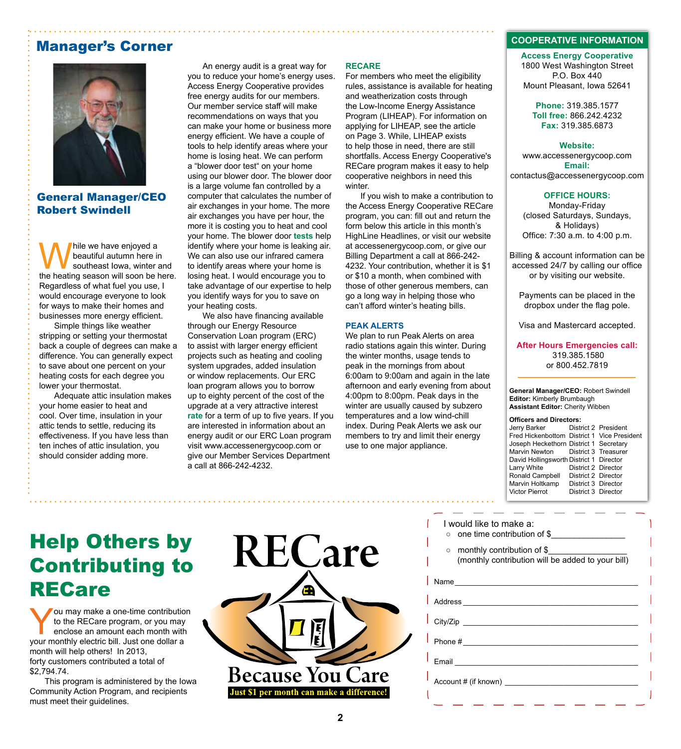## Manager's Corner

**General Manager/CEO Robert Swindell**

While we have enjoyed a beautiful autumn here in southeast Iowa, winter and the heating season will soon be here. Regardless of what fuel you use, I would encourage everyone to look for ways to make their homes and businesses more energy efficient.

Simple things like weather stripping or setting your thermostat back a couple of degrees can make a difference. You can generally expect to save about one percent on your heating costs for each degree you lower your thermostat.

Adequate attic insulation makes your home easier to heat and cool. Over time, insulation in your attic tends to settle, reducing its effectiveness. If you have less than ten inches of attic insulation, you should consider adding more.

An energy audit is a great way for you to reduce your home's energy uses. Access Energy Cooperative provides free energy audits for our members. Our member service staff will make recommendations on ways that you can make your home or business more energy efficient. We have a couple of tools to help identify areas where your home is losing heat. We can perform a "blower door test" on your home using our blower door. The blower door is a large volume fan controlled by a computer that calculates the number of air exchanges in your home. The more air exchanges you have per hour, the more it is costing you to heat and cool your home. The blower door tests help identify where your home is leaking air. We can also use our infrared camera to identify areas where your home is losing heat. I would encourage you to take advantage of our expertise to help you identify ways for you to save on your heating costs.

We also have financing available through our Energy Resource Conservation Loan program (ERC) to assist with larger energy efficient projects such as heating and cooling system upgrades, added insulation or window replacements. Our ERC loan program allows you to borrow up to eighty percent of the cost of the upgrade at a very attractive interest rate for a term of up to five years. If you are interested in information about an energy audit or our ERC Loan program visit www.accessenergycoop.com or give our Member Services Department a call at 866-242-4232.

### RECARE

For members who meet the eligibility rules, assistance is available for heating and weatherization costs through the Low-Income Energy Assistance Program (LIHEAP). For information on applying for LIHEAP, see the article on Page 3. While, LIHEAP exists to help those in need, there are still shortfalls. Access Energy Cooperative's RECare program makes it easy to help cooperative neighbors in need this winter.

If you wish to make a contribution to the Access Energy Cooperative RECare program, you can: fill out and return the form below this article in this month's HighLine Headlines, or visit our website at accessenergycoop.com, or give our Billing Department a call at 866-242-4232. Your contribution, whether it is $1 or $10 a month, when combined with those of other generous members, can go a long way in helping those who can't afford winter's heating bills.

### PEAK ALERTS

We plan to run Peak Alerts on area radio stations again this winter. During the winter months, usage tends to peak in the mornings from about 6:00am to 9:00am and again in the late afternoon and early evening from about 4:00pm to 8:00pm. Peak days in the winter are usually caused by subzero temperatures and a low wind-chill index. During Peak Alerts we ask our members to try and limit their energy use to one major appliance.

## COOPERATIVE INFORMATION

**Access Energy Cooperative**
1800 West Washington Street
P.O. Box 440
Mount Pleasant, Iowa 52641

**Phone:** 319.385.1577
**Toll free:** 866.242.4232
**Fax:** 319.385.6873

**Website:**
www.accessenergycoop.com
**Email:**
contactus@accessenergycoop.com

**OFFICE HOURS:**
Monday-Friday
(closed Saturdays, Sundays, & Holidays)
Office: 7:30 a.m. to 4:00 p.m.

Billing & account information can be accessed 24/7 by calling our office or by visiting our website.

Payments can be placed in the dropbox under the flag pole.

Visa and Mastercard accepted.

**After Hours Emergencies call:**
319.385.1580
or 800.452.7819

**General Manager/CEO:** Robert Swindell
**Editor:** Kimberly Brumbaugh
**Assistant Editor:** Cherity Wibben

**Officers and Directors:**

| Name | District | Title |
|---|---|---|
| Jerry Barker | District 2 | President |
| Fred Hickenbottom | District 1 | Vice President |
| Joseph Heckethorn | District 1 | Secretary |
| Marvin Newton | District 3 | Treasurer |
| David Hollingsworth | District 1 | Director |
| Larry White | District 2 | Director |
| Ronald Campbell | District 2 | Director |
| Marvin Holtkamp | District 3 | Director |
| Victor Pierrot | District 3 | Director |

# Help Others by Contributing to RECare

You may make a one-time contribution to the RECare program, or you may enclose an amount each month with your monthly electric bill. Just one dollar a month will help others! In 2013, forty customers contributed a total of $2,794.74.

This program is administered by the Iowa Community Action Program, and recipients must meet their guidelines.

**RECare**
**Because You Care**
**Just $1 per month can make a difference!**

I would like to make a:

- one time contribution of $_______________
- monthly contribution of $_______________ (monthly contribution will be added to your bill)

Name ______________________________

Address ______________________________

City/Zip ______________________________

Phone # ______________________________

Email ______________________________

Account # (if known) ______________________________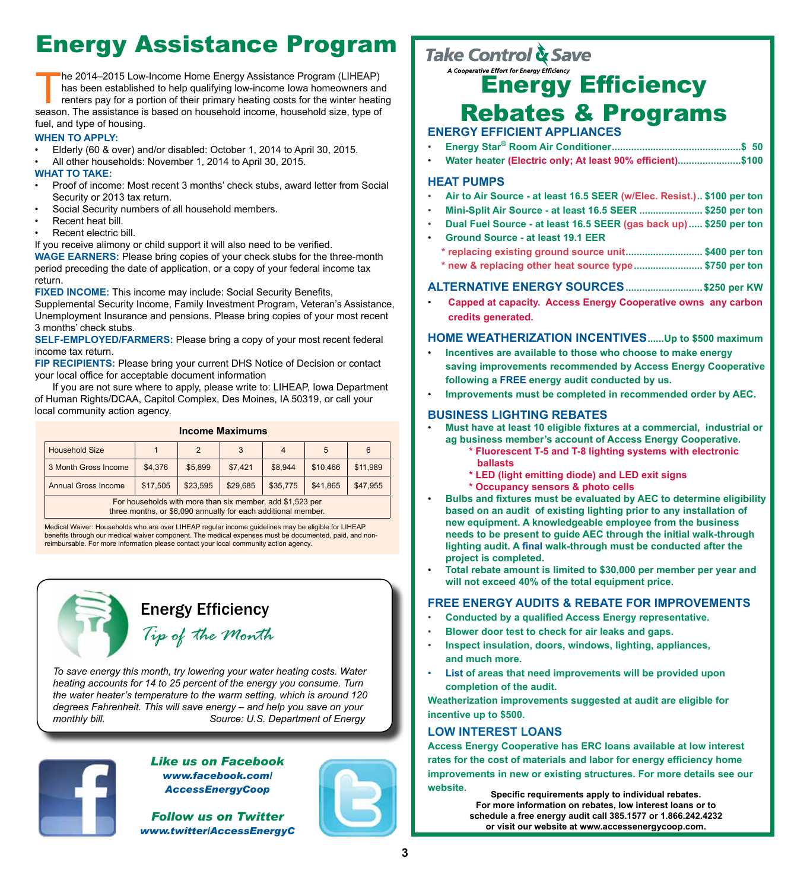# Energy Assistance Program

The 2014–2015 Low-Income Home Energy Assistance Program (LIHEAP) has been established to help qualifying low-income Iowa homeowners and renters pay for a portion of their primary heating costs for the winter heating season. The assistance is based on household income, household size, type of fuel, and type of housing.

**WHEN TO APPLY:**

- Elderly (60 & over) and/or disabled: October 1, 2014 to April 30, 2015.
- All other households: November 1, 2014 to April 30, 2015.

**WHAT TO TAKE:**

- Proof of income: Most recent 3 months' check stubs, award letter from Social Security or 2013 tax return.
- Social Security numbers of all household members.
- Recent heat bill.
- Recent electric bill.

If you receive alimony or child support it will also need to be verified.

**WAGE EARNERS:** Please bring copies of your check stubs for the three-month period preceding the date of application, or a copy of your federal income tax return.

**FIXED INCOME:** This income may include: Social Security Benefits, Supplemental Security Income, Family Investment Program, Veteran's Assistance, Unemployment Insurance and pensions. Please bring copies of your most recent 3 months' check stubs.

**SELF-EMPLOYED/FARMERS:** Please bring a copy of your most recent federal income tax return.

**FIP RECIPIENTS:** Please bring your current DHS Notice of Decision or contact your local office for acceptable document information

If you are not sure where to apply, please write to: LIHEAP, Iowa Department of Human Rights/DCAA, Capitol Complex, Des Moines, IA 50319, or call your local community action agency.

**Income Maximums**

| Household Size | 1 | 2 | 3 | 4 | 5 | 6 |
|---|---|---|---|---|---|---|
| 3 Month Gross Income | $4,376 | $5,899 | $7,421 | $8,944 | $10,466 | $11,989 |
| Annual Gross Income | $17,505 | $23,595 | $29,685 | $35,775 | $41,865 | $47,955 |

For households with more than six member, add $1,523 per three months, or $6,090 annually for each additional member.

Medical Waiver: Households who are over LIHEAP regular income guidelines may be eligible for LIHEAP benefits through our medical waiver component. The medical expenses must be documented, paid, and non-reimbursable. For more information please contact your local community action agency.

## Energy Efficiency *Tip of the Month*

*To save energy this month, try lowering your water heating costs. Water heating accounts for 14 to 25 percent of the energy you consume. Turn the water heater's temperature to the warm setting, which is around 120 degrees Fahrenheit. This will save energy – and help you save on your monthly bill.* Source: U.S. Department of Energy

***Like us on Facebook***
***www.facebook.com/AccessEnergyCoop***

***Follow us on Twitter***
***www.twitter/AccessEnergyC***

---

Take Control & Save
*A Cooperative Effort for Energy Efficiency*

# Energy Efficiency Rebates & Programs

### ENERGY EFFICIENT APPLIANCES

- **Energy Star® Room Air Conditioner............................................$ 50**
- **Water heater (Electric only; At least 90% efficient).......................$100**

### HEAT PUMPS

- **Air to Air Source - at least 16.5 SEER (w/Elec. Resist.).. $100 per ton**
- **Mini-Split Air Source - at least 16.5 SEER ....................... $250 per ton**
- **Dual Fuel Source - at least 16.5 SEER (gas back up)..... $250 per ton**
- **Ground Source - at least 19.1 EER**
  - **\* replacing existing ground source unit............................ $400 per ton**
  - **\* new & replacing other heat source type......................... $750 per ton**

### ALTERNATIVE ENERGY SOURCES............................$250 per KW

- **Capped at capacity. Access Energy Cooperative owns any carbon credits generated.**

### HOME WEATHERIZATION INCENTIVES......Up to $500 maximum

- **Incentives are available to those who choose to make energy saving improvements recommended by Access Energy Cooperative following a FREE energy audit conducted by us.**
- **Improvements must be completed in recommended order by AEC.**

### BUSINESS LIGHTING REBATES

- **Must have at least 10 eligible fixtures at a commercial, industrial or ag business member's account of Access Energy Cooperative.**
  - **\* Fluorescent T-5 and T-8 lighting systems with electronic ballasts**
  - **\* LED (light emitting diode) and LED exit signs**
  - **\* Occupancy sensors & photo cells**
- **Bulbs and fixtures must be evaluated by AEC to determine eligibility based on an audit of existing lighting prior to any installation of new equipment. A knowledgeable employee from the business needs to be present to guide AEC through the initial walk-through lighting audit. A final walk-through must be conducted after the project is completed.**
- **Total rebate amount is limited to $30,000 per member per year and will not exceed 40% of the total equipment price.**

### FREE ENERGY AUDITS & REBATE FOR IMPROVEMENTS

- **Conducted by a qualified Access Energy representative.**
- **Blower door test to check for air leaks and gaps.**
- **Inspect insulation, doors, windows, lighting, appliances, and much more.**
- **List of areas that need improvements will be provided upon completion of the audit.**

**Weatherization improvements suggested at audit are eligible for incentive up to $500.**

### LOW INTEREST LOANS

**Access Energy Cooperative has ERC loans available at low interest rates for the cost of materials and labor for energy efficiency home improvements in new or existing structures. For more details see our website.**

**Specific requirements apply to individual rebates. For more information on rebates, low interest loans or to schedule a free energy audit call 385.1577 or 1.866.242.4232 or visit our website at www.accessenergycoop.com.**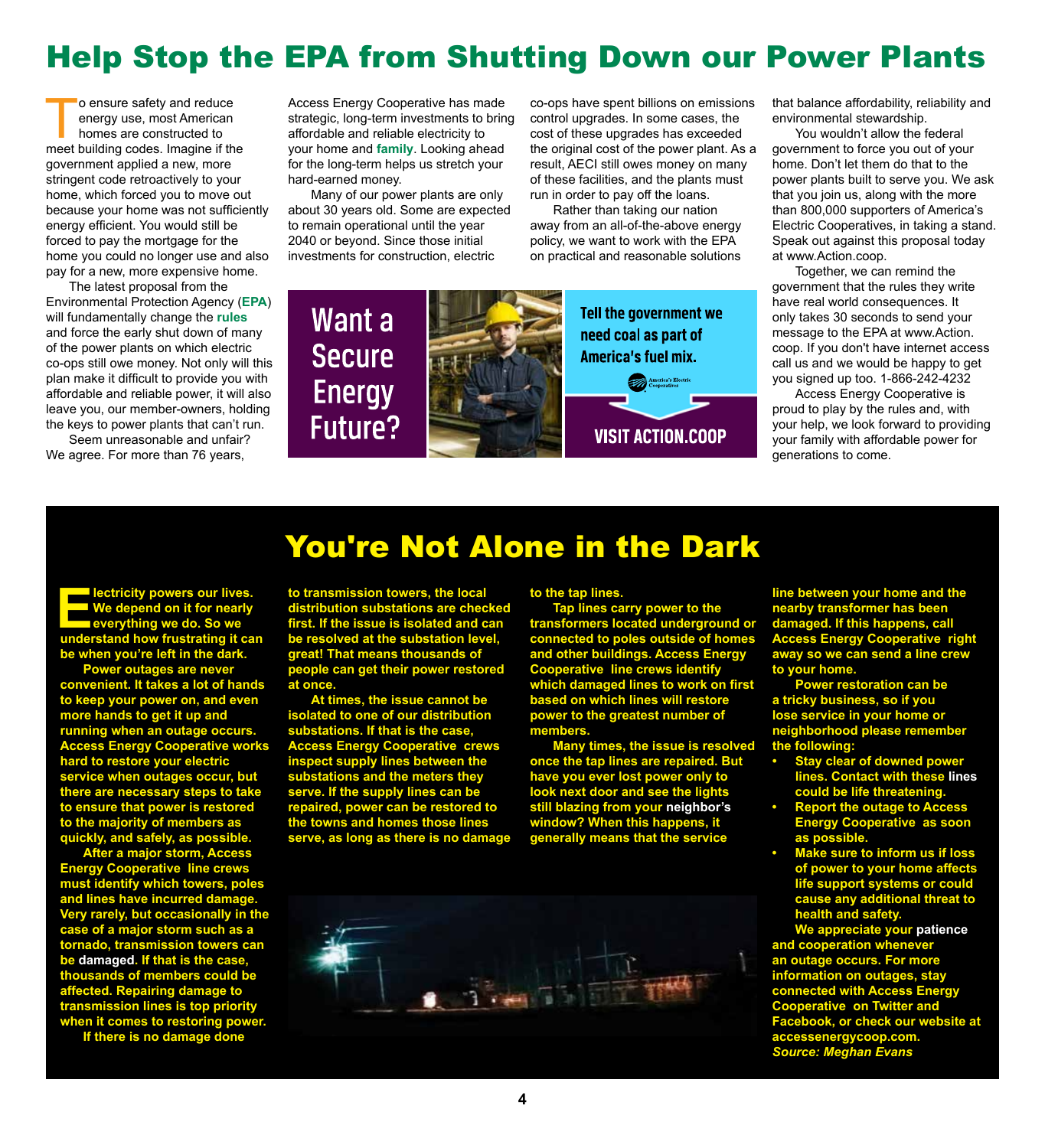# Help Stop the EPA from Shutting Down our Power Plants

To ensure safety and reduce energy use, most American homes are constructed to meet building codes. Imagine if the government applied a new, more stringent code retroactively to your home, which forced you to move out because your home was not sufficiently energy efficient. You would still be forced to pay the mortgage for the home you could no longer use and also pay for a new, more expensive home.

The latest proposal from the Environmental Protection Agency (**EPA**) will fundamentally change the **rules** and force the early shut down of many of the power plants on which electric co-ops still owe money. Not only will this plan make it difficult to provide you with affordable and reliable power, it will also leave you, our member-owners, holding the keys to power plants that can't run.

Seem unreasonable and unfair? We agree. For more than 76 years, Access Energy Cooperative has made strategic, long-term investments to bring affordable and reliable electricity to your home and **family**. Looking ahead for the long-term helps us stretch your hard-earned money.

Many of our power plants are only about 30 years old. Some are expected to remain operational until the year 2040 or beyond. Since those initial investments for construction, electric co-ops have spent billions on emissions control upgrades. In some cases, the cost of these upgrades has exceeded the original cost of the power plant. As a result, AECI still owes money on many of these facilities, and the plants must run in order to pay off the loans.

Rather than taking our nation away from an all-of-the-above energy policy, we want to work with the EPA on practical and reasonable solutions that balance affordability, reliability and environmental stewardship.

You wouldn't allow the federal government to force you out of your home. Don't let them do that to the power plants built to serve you. We ask that you join us, along with the more than 800,000 supporters of America's Electric Cooperatives, in taking a stand. Speak out against this proposal today at www.Action.coop.

Together, we can remind the government that the rules they write have real world consequences. It only takes 30 seconds to send your message to the EPA at www.Action.coop. If you don't have internet access call us and we would be happy to get you signed up too. 1-866-242-4232

Access Energy Cooperative is proud to play by the rules and, with your help, we look forward to providing your family with affordable power for generations to come.

Want a Secure Energy Future?

Tell the government we need coal as part of America's fuel mix.

America's Electric Cooperatives

VISIT ACTION.COOP

# You're Not Alone in the Dark

Electricity powers our lives. We depend on it for nearly everything we do. So we understand how frustrating it can be when you're left in the dark.

Power outages are never convenient. It takes a lot of hands to keep your power on, and even more hands to get it up and running when an outage occurs. Access Energy Cooperative works hard to restore your electric service when outages occur, but there are necessary steps to take to ensure that power is restored to the majority of members as quickly, and safely, as possible.

After a major storm, Access Energy Cooperative line crews must identify which towers, poles and lines have incurred damage. Very rarely, but occasionally in the case of a major storm such as a tornado, transmission towers can be damaged. If that is the case, thousands of members could be affected. Repairing damage to transmission lines is top priority when it comes to restoring power.

If there is no damage done to transmission towers, the local distribution substations are checked first. If the issue is isolated and can be resolved at the substation level, great! That means thousands of people can get their power restored at once.

At times, the issue cannot be isolated to one of our distribution substations. If that is the case, Access Energy Cooperative crews inspect supply lines between the substations and the meters they serve. If the supply lines can be repaired, power can be restored to the towns and homes those lines serve, as long as there is no damage to the tap lines.

Tap lines carry power to the transformers located underground or connected to poles outside of homes and other buildings. Access Energy Cooperative line crews identify which damaged lines to work on first based on which lines will restore power to the greatest number of members.

Many times, the issue is resolved once the tap lines are repaired. But have you ever lost power only to look next door and see the lights still blazing from your neighbor's window? When this happens, it generally means that the service line between your home and the nearby transformer has been damaged. If this happens, call Access Energy Cooperative right away so we can send a line crew to your home.

Power restoration can be a tricky business, so if you lose service in your home or neighborhood please remember the following:

- Stay clear of downed power lines. Contact with these lines could be life threatening.
- Report the outage to Access Energy Cooperative as soon as possible.
- Make sure to inform us if loss of power to your home affects life support systems or could cause any additional threat to health and safety.

We appreciate your patience and cooperation whenever an outage occurs. For more information on outages, stay connected with Access Energy Cooperative on Twitter and Facebook, or check our website at accessenergycoop.com.

*Source: Meghan Evans*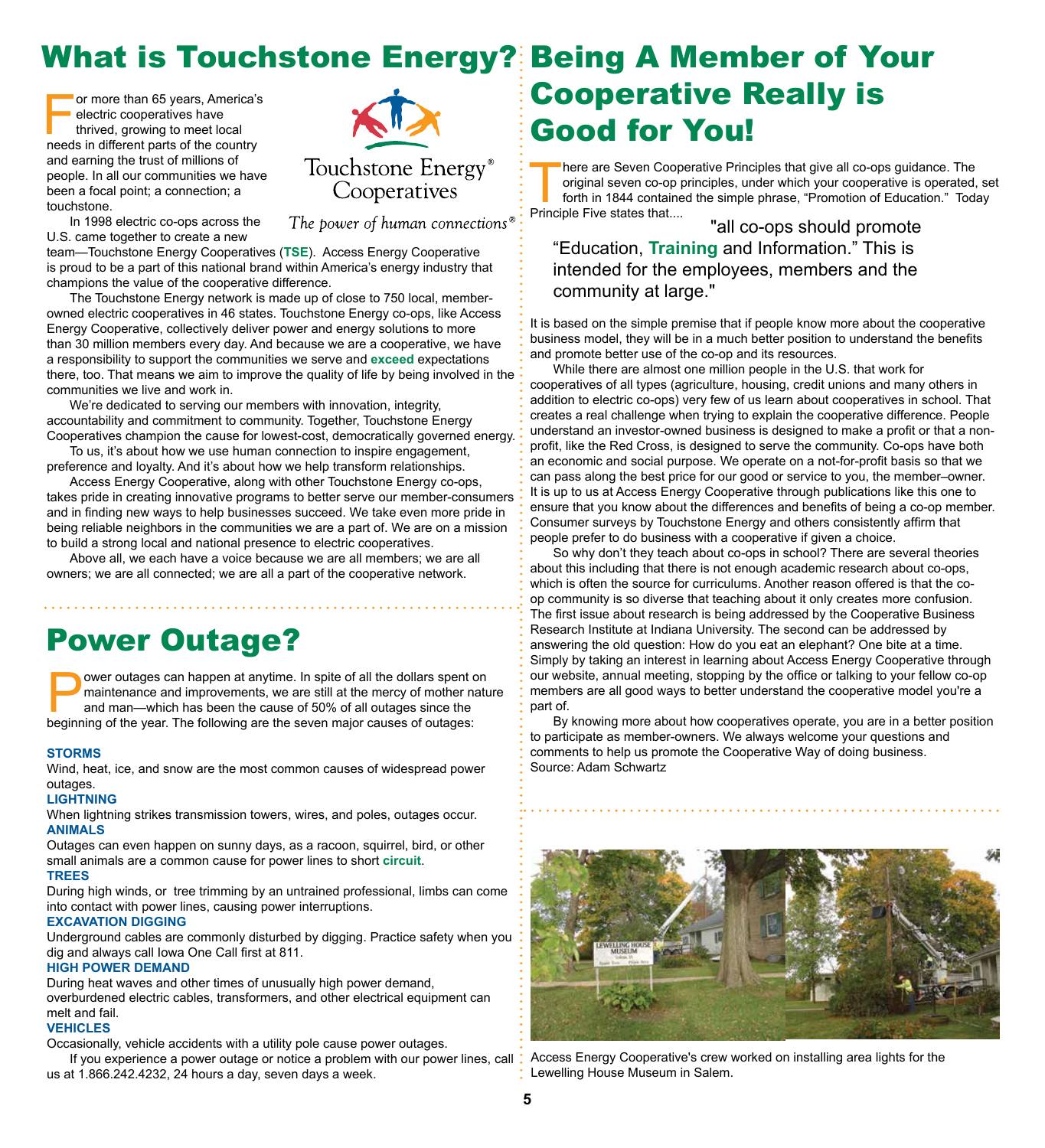# What is Touchstone Energy?

For more than 65 years, America's electric cooperatives have thrived, growing to meet local needs in different parts of the country and earning the trust of millions of people. In all our communities we have been a focal point; a connection; a touchstone.

Touchstone Energy® Cooperatives

*The power of human connections®*

In 1998 electric co-ops across the U.S. came together to create a new team—Touchstone Energy Cooperatives (**TSE**). Access Energy Cooperative is proud to be a part of this national brand within America's energy industry that champions the value of the cooperative difference.

The Touchstone Energy network is made up of close to 750 local, member-owned electric cooperatives in 46 states. Touchstone Energy co-ops, like Access Energy Cooperative, collectively deliver power and energy solutions to more than 30 million members every day. And because we are a cooperative, we have a responsibility to support the communities we serve and **exceed** expectations there, too. That means we aim to improve the quality of life by being involved in the communities we live and work in.

We're dedicated to serving our members with innovation, integrity, accountability and commitment to community. Together, Touchstone Energy Cooperatives champion the cause for lowest-cost, democratically governed energy.

To us, it's about how we use human connection to inspire engagement, preference and loyalty. And it's about how we help transform relationships.

Access Energy Cooperative, along with other Touchstone Energy co-ops, takes pride in creating innovative programs to better serve our member-consumers and in finding new ways to help businesses succeed. We take even more pride in being reliable neighbors in the communities we are a part of. We are on a mission to build a strong local and national presence to electric cooperatives.

Above all, we each have a voice because we are all members; we are all owners; we are all connected; we are all a part of the cooperative network.

# Power Outage?

Power outages can happen at anytime. In spite of all the dollars spent on maintenance and improvements, we are still at the mercy of mother nature and man—which has been the cause of 50% of all outages since the beginning of the year. The following are the seven major causes of outages:

### STORMS
Wind, heat, ice, and snow are the most common causes of widespread power outages.

### LIGHTNING
When lightning strikes transmission towers, wires, and poles, outages occur.

### ANIMALS
Outages can even happen on sunny days, as a racoon, squirrel, bird, or other small animals are a common cause for power lines to short **circuit**.

### TREES
During high winds, or tree trimming by an untrained professional, limbs can come into contact with power lines, causing power interruptions.

### EXCAVATION DIGGING
Underground cables are commonly disturbed by digging. Practice safety when you dig and always call Iowa One Call first at 811.

### HIGH POWER DEMAND
During heat waves and other times of unusually high power demand, overburdened electric cables, transformers, and other electrical equipment can melt and fail.

### VEHICLES
Occasionally, vehicle accidents with a utility pole cause power outages.

If you experience a power outage or notice a problem with our power lines, call us at 1.866.242.4232, 24 hours a day, seven days a week.

# Being A Member of Your Cooperative Really is Good for You!

There are Seven Cooperative Principles that give all co-ops guidance. The original seven co-op principles, under which your cooperative is operated, set forth in 1844 contained the simple phrase, "Promotion of Education." Today Principle Five states that....

> "all co-ops should promote "Education, **Training** and Information." This is intended for the employees, members and the community at large."

It is based on the simple premise that if people know more about the cooperative business model, they will be in a much better position to understand the benefits and promote better use of the co-op and its resources.

While there are almost one million people in the U.S. that work for cooperatives of all types (agriculture, housing, credit unions and many others in addition to electric co-ops) very few of us learn about cooperatives in school. That creates a real challenge when trying to explain the cooperative difference. People understand an investor-owned business is designed to make a profit or that a non-profit, like the Red Cross, is designed to serve the community. Co-ops have both an economic and social purpose. We operate on a not-for-profit basis so that we can pass along the best price for our good or service to you, the member–owner. It is up to us at Access Energy Cooperative through publications like this one to ensure that you know about the differences and benefits of being a co-op member. Consumer surveys by Touchstone Energy and others consistently affirm that people prefer to do business with a cooperative if given a choice.

So why don't they teach about co-ops in school? There are several theories about this including that there is not enough academic research about co-ops, which is often the source for curriculums. Another reason offered is that the co-op community is so diverse that teaching about it only creates more confusion. The first issue about research is being addressed by the Cooperative Business Research Institute at Indiana University. The second can be addressed by answering the old question: How do you eat an elephant? One bite at a time. Simply by taking an interest in learning about Access Energy Cooperative through our website, annual meeting, stopping by the office or talking to your fellow co-op members are all good ways to better understand the cooperative model you're a part of.

By knowing more about how cooperatives operate, you are in a better position to participate as member-owners. We always welcome your questions and comments to help us promote the Cooperative Way of doing business.

Source: Adam Schwartz

Access Energy Cooperative's crew worked on installing area lights for the Lewelling House Museum in Salem.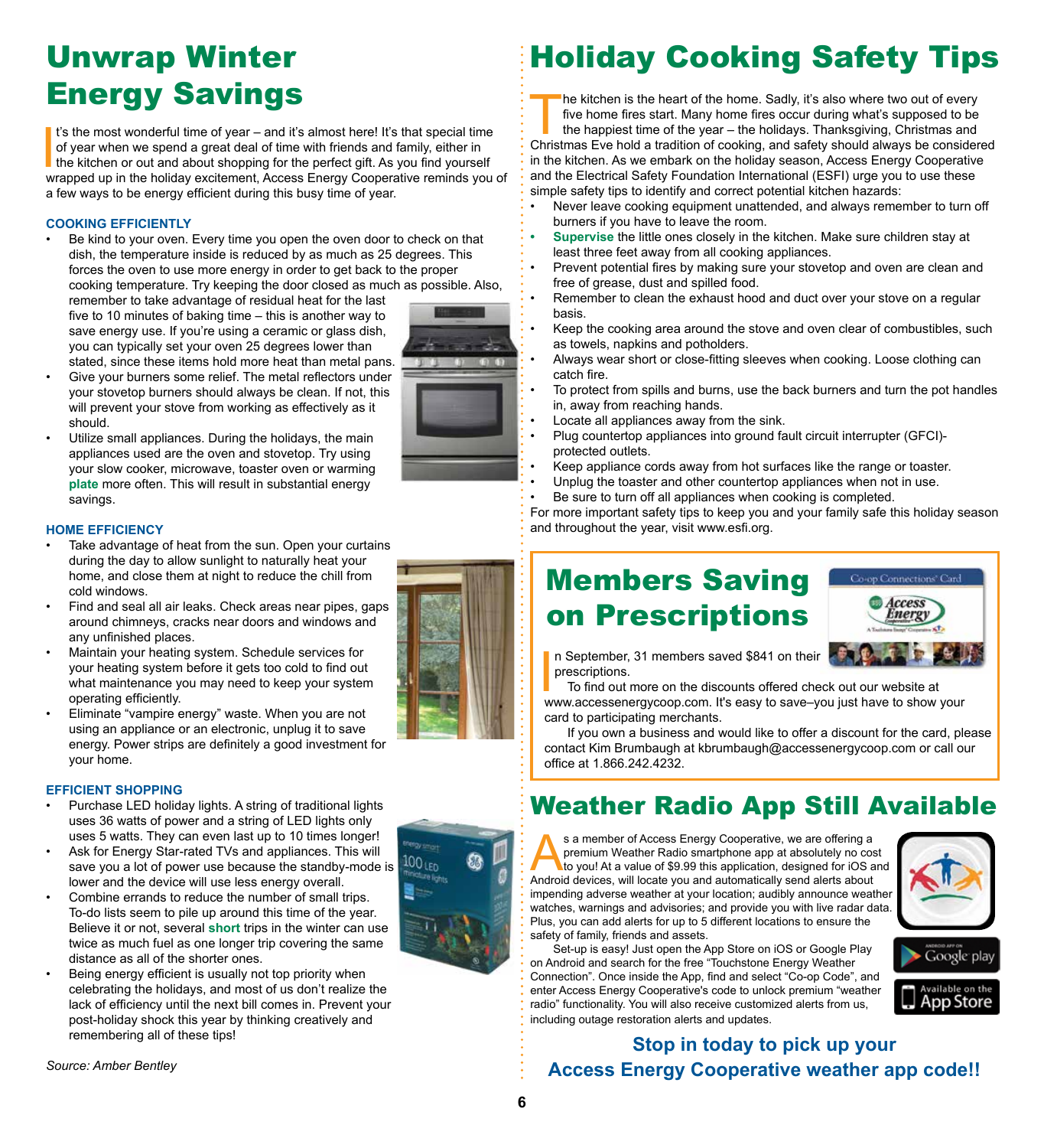# Unwrap Winter Energy Savings

It's the most wonderful time of year – and it's almost here! It's that special time of year when we spend a great deal of time with friends and family, either in the kitchen or out and about shopping for the perfect gift. As you find yourself wrapped up in the holiday excitement, Access Energy Cooperative reminds you of a few ways to be energy efficient during this busy time of year.

### COOKING EFFICIENTLY

- Be kind to your oven. Every time you open the oven door to check on that dish, the temperature inside is reduced by as much as 25 degrees. This forces the oven to use more energy in order to get back to the proper cooking temperature. Try keeping the door closed as much as possible. Also, remember to take advantage of residual heat for the last five to 10 minutes of baking time – this is another way to save energy use. If you're using a ceramic or glass dish, you can typically set your oven 25 degrees lower than stated, since these items hold more heat than metal pans.
- Give your burners some relief. The metal reflectors under your stovetop burners should always be clean. If not, this will prevent your stove from working as effectively as it should.
- Utilize small appliances. During the holidays, the main appliances used are the oven and stovetop. Try using your slow cooker, microwave, toaster oven or warming **plate** more often. This will result in substantial energy savings.

### HOME EFFICIENCY

- Take advantage of heat from the sun. Open your curtains during the day to allow sunlight to naturally heat your home, and close them at night to reduce the chill from cold windows.
- Find and seal all air leaks. Check areas near pipes, gaps around chimneys, cracks near doors and windows and any unfinished places.
- Maintain your heating system. Schedule services for your heating system before it gets too cold to find out what maintenance you may need to keep your system operating efficiently.
- Eliminate "vampire energy" waste. When you are not using an appliance or an electronic, unplug it to save energy. Power strips are definitely a good investment for your home.

### EFFICIENT SHOPPING

- Purchase LED holiday lights. A string of traditional lights uses 36 watts of power and a string of LED lights only uses 5 watts. They can even last up to 10 times longer!
- Ask for Energy Star-rated TVs and appliances. This will save you a lot of power use because the standby-mode is lower and the device will use less energy overall.
- Combine errands to reduce the number of small trips. To-do lists seem to pile up around this time of the year. Believe it or not, several **short** trips in the winter can use twice as much fuel as one longer trip covering the same distance as all of the shorter ones.
- Being energy efficient is usually not top priority when celebrating the holidays, and most of us don't realize the lack of efficiency until the next bill comes in. Prevent your post-holiday shock this year by thinking creatively and remembering all of these tips!

*Source: Amber Bentley*

# Holiday Cooking Safety Tips

The kitchen is the heart of the home. Sadly, it's also where two out of every five home fires start. Many home fires occur during what's supposed to be the happiest time of the year – the holidays. Thanksgiving, Christmas and Christmas Eve hold a tradition of cooking, and safety should always be considered in the kitchen. As we embark on the holiday season, Access Energy Cooperative and the Electrical Safety Foundation International (ESFI) urge you to use these simple safety tips to identify and correct potential kitchen hazards:

- Never leave cooking equipment unattended, and always remember to turn off burners if you have to leave the room.
- **Supervise** the little ones closely in the kitchen. Make sure children stay at least three feet away from all cooking appliances.
- Prevent potential fires by making sure your stovetop and oven are clean and free of grease, dust and spilled food.
- Remember to clean the exhaust hood and duct over your stove on a regular basis.
- Keep the cooking area around the stove and oven clear of combustibles, such as towels, napkins and potholders.
- Always wear short or close-fitting sleeves when cooking. Loose clothing can catch fire.
- To protect from spills and burns, use the back burners and turn the pot handles in, away from reaching hands.
- Locate all appliances away from the sink.
- Plug countertop appliances into ground fault circuit interrupter (GFCI)-protected outlets.
- Keep appliance cords away from hot surfaces like the range or toaster.
- Unplug the toaster and other countertop appliances when not in use.
- Be sure to turn off all appliances when cooking is completed.

For more important safety tips to keep you and your family safe this holiday season and throughout the year, visit www.esfi.org.

# Members Saving on Prescriptions

In September, 31 members saved $841 on their prescriptions.

To find out more on the discounts offered check out our website at www.accessenergycoop.com. It's easy to save–you just have to show your card to participating merchants.

If you own a business and would like to offer a discount for the card, please contact Kim Brumbaugh at kbrumbaugh@accessenergycoop.com or call our office at 1.866.242.4232.

# Weather Radio App Still Available

As a member of Access Energy Cooperative, we are offering a premium Weather Radio smartphone app at absolutely no cost to you! At a value of $9.99 this application, designed for iOS and Android devices, will locate you and automatically send alerts about impending adverse weather at your location; audibly announce weather watches, warnings and advisories; and provide you with live radar data. Plus, you can add alerts for up to 5 different locations to ensure the safety of family, friends and assets.

Set-up is easy! Just open the App Store on iOS or Google Play on Android and search for the free "Touchstone Energy Weather Connection". Once inside the App, find and select "Co-op Code", and enter Access Energy Cooperative's code to unlock premium "weather radio" functionality. You will also receive customized alerts from us, including outage restoration alerts and updates.

**Stop in today to pick up your Access Energy Cooperative weather app code!!**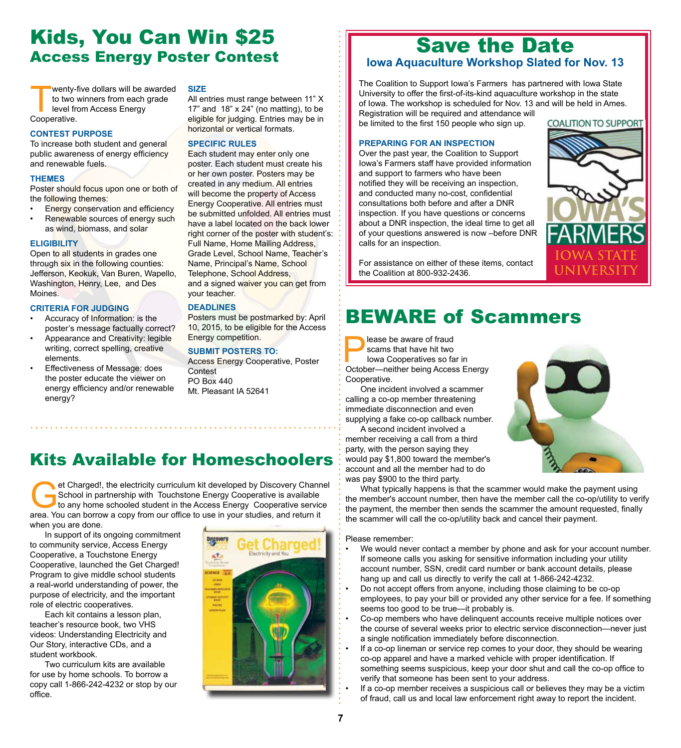# Kids, You Can Win $25

## Access Energy Poster Contest

Twenty-five dollars will be awarded to two winners from each grade level from Access Energy Cooperative.

### CONTEST PURPOSE

To increase both student and general public awareness of energy efficiency and renewable fuels.

### THEMES

Poster should focus upon one or both of the following themes:

- Energy conservation and efficiency
- Renewable sources of energy such as wind, biomass, and solar

### ELIGIBILITY

Open to all students in grades one through six in the following counties: Jefferson, Keokuk, Van Buren, Wapello, Washington, Henry, Lee, and Des Moines.

### CRITERIA FOR JUDGING

- Accuracy of Information: is the poster's message factually correct?
- Appearance and Creativity: legible writing, correct spelling, creative elements.
- Effectiveness of Message: does the poster educate the viewer on energy efficiency and/or renewable energy?

### SIZE

All entries must range between 11" X 17" and 18" x 24" (no matting), to be eligible for judging. Entries may be in horizontal or vertical formats.

### SPECIFIC RULES

Each student may enter only one poster. Each student must create his or her own poster. Posters may be created in any medium. All entries will become the property of Access Energy Cooperative. All entries must be submitted unfolded. All entries must have a label located on the back lower right corner of the poster with student's: Full Name, Home Mailing Address, Grade Level, School Name, Teacher's Name, Principal's Name, School Telephone, School Address, and a signed waiver you can get from your teacher.

### DEADLINES

Posters must be postmarked by: April 10, 2015, to be eligible for the Access Energy competition.

### SUBMIT POSTERS TO:

Access Energy Cooperative, Poster Contest
PO Box 440
Mt. Pleasant IA 52641

# Kits Available for Homeschoolers

Get Charged!, the electricity curriculum kit developed by Discovery Channel School in partnership with Touchstone Energy Cooperative is available to any home schooled student in the Access Energy Cooperative service area. You can borrow a copy from our office to use in your studies, and return it when you are done.

In support of its ongoing commitment to community service, Access Energy Cooperative, a Touchstone Energy Cooperative, launched the Get Charged! Program to give middle school students a real-world understanding of power, the purpose of electricity, and the important role of electric cooperatives.

Each kit contains a lesson plan, teacher's resource book, two VHS videos: Understanding Electricity and Our Story, interactive CDs, and a student workbook.

Two curriculum kits are available for use by home schools. To borrow a copy call 1-866-242-4232 or stop by our office.

# Save the Date

## Iowa Aquaculture Workshop Slated for Nov. 13

The Coalition to Support Iowa's Farmers has partnered with Iowa State University to offer the first-of-its-kind aquaculture workshop in the state of Iowa. The workshop is scheduled for Nov. 13 and will be held in Ames. Registration will be required and attendance will be limited to the first 150 people who sign up.

### PREPARING FOR AN INSPECTION

Over the past year, the Coalition to Support Iowa's Farmers staff have provided information and support to farmers who have been notified they will be receiving an inspection, and conducted many no-cost, confidential consultations both before and after a DNR inspection. If you have questions or concerns about a DNR inspection, the ideal time to get all of your questions answered is now –before DNR calls for an inspection.

For assistance on either of these items, contact the Coalition at 800-932-2436.

# BEWARE of Scammers

Please be aware of fraud scams that have hit two Iowa Cooperatives so far in October—neither being Access Energy Cooperative.

One incident involved a scammer calling a co-op member threatening immediate disconnection and even supplying a fake co-op callback number.

A second incident involved a member receiving a call from a third party, with the person saying they would pay $1,800 toward the member's account and all the member had to do was pay $900 to the third party.

What typically happens is that the scammer would make the payment using the member's account number, then have the member call the co-op/utility to verify the payment, the member then sends the scammer the amount requested, finally the scammer will call the co-op/utility back and cancel their payment.

Please remember:

- We would never contact a member by phone and ask for your account number. If someone calls you asking for sensitive information including your utility account number, SSN, credit card number or bank account details, please hang up and call us directly to verify the call at 1-866-242-4232.
- Do not accept offers from anyone, including those claiming to be co-op employees, to pay your bill or provided any other service for a fee. If something seems too good to be true—it probably is.
- Co-op members who have delinquent accounts receive multiple notices over the course of several weeks prior to electric service disconnection—never just a single notification immediately before disconnection.
- If a co-op lineman or service rep comes to your door, they should be wearing co-op apparel and have a marked vehicle with proper identification. If something seems suspicious, keep your door shut and call the co-op office to verify that someone has been sent to your address.
- If a co-op member receives a suspicious call or believes they may be a victim of fraud, call us and local law enforcement right away to report the incident.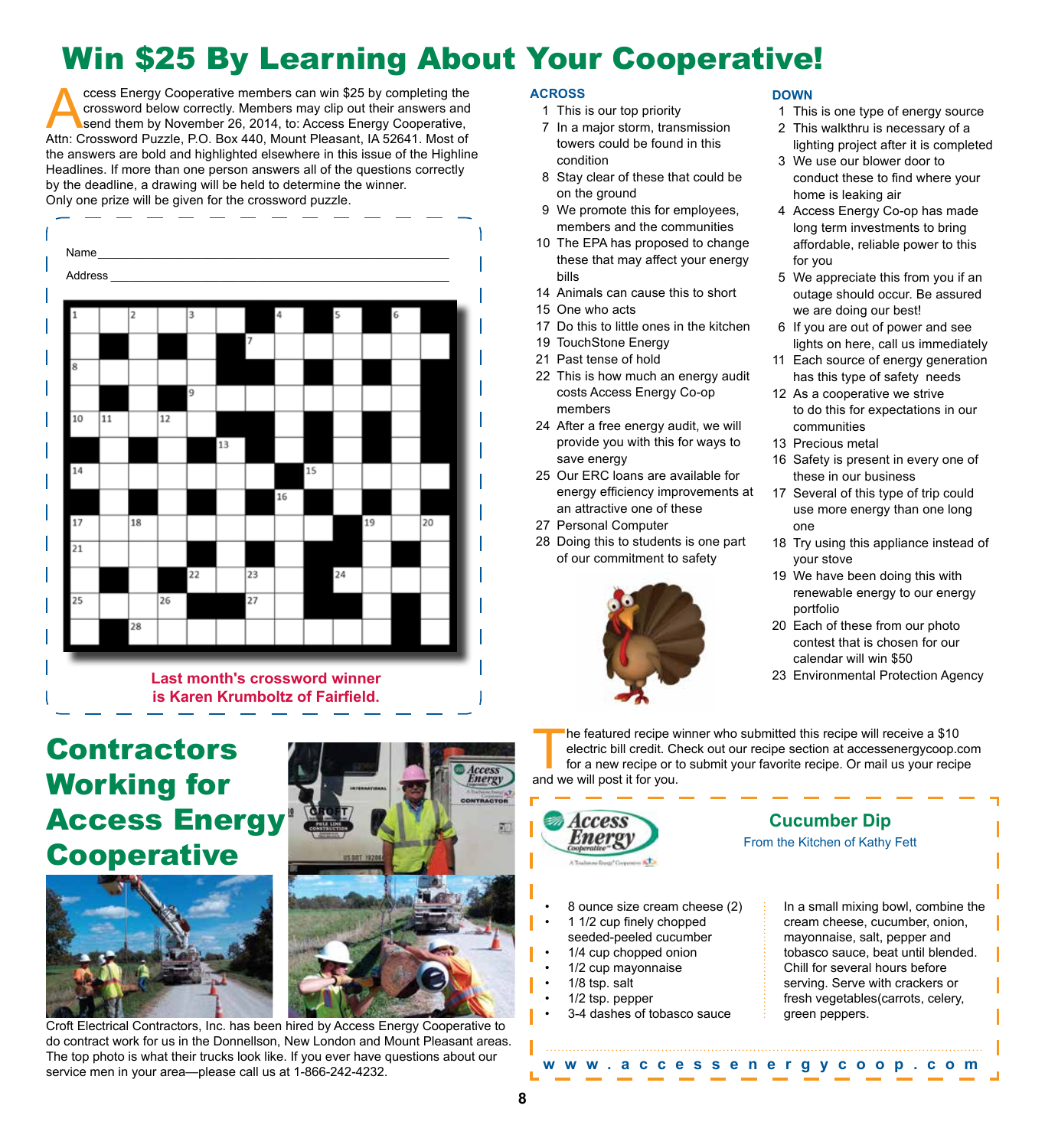# Win $25 By Learning About Your Cooperative!

Access Energy Cooperative members can win $25 by completing the crossword below correctly. Members may clip out their answers and send them by November 26, 2014, to: Access Energy Cooperative, Attn: Crossword Puzzle, P.O. Box 440, Mount Pleasant, IA 52641. Most of the answers are bold and highlighted elsewhere in this issue of the Highline Headlines. If more than one person answers all of the questions correctly by the deadline, a drawing will be held to determine the winner. Only one prize will be given for the crossword puzzle.

Name\_\_\_\_\_\_\_\_\_\_\_\_\_\_\_\_\_\_\_\_\_\_\_\_\_\_\_\_\_\_\_\_\_\_\_\_\_\_\_\_

Address\_\_\_\_\_\_\_\_\_\_\_\_\_\_\_\_\_\_\_\_\_\_\_\_\_\_\_\_\_\_\_\_\_\_\_\_\_\_\_\_

**Last month's crossword winner is Karen Krumboltz of Fairfield.**

### ACROSS

1 This is our top priority
7 In a major storm, transmission towers could be found in this condition
8 Stay clear of these that could be on the ground
9 We promote this for employees, members and the communities
10 The EPA has proposed to change these that may affect your energy bills
14 Animals can cause this to short
15 One who acts
17 Do this to little ones in the kitchen
19 TouchStone Energy
21 Past tense of hold
22 This is how much an energy audit costs Access Energy Co-op members
24 After a free energy audit, we will provide you with this for ways to save energy
25 Our ERC loans are available for energy efficiency improvements at an attractive one of these
27 Personal Computer
28 Doing this to students is one part of our commitment to safety

### DOWN

1 This is one type of energy source
2 This walkthru is necessary of a lighting project after it is completed
3 We use our blower door to conduct these to find where your home is leaking air
4 Access Energy Co-op has made long term investments to bring affordable, reliable power to this for you
5 We appreciate this from you if an outage should occur. Be assured we are doing our best!
6 If you are out of power and see lights on here, call us immediately
11 Each source of energy generation has this type of safety needs
12 As a cooperative we strive to do this for expectations in our communities
13 Precious metal
16 Safety is present in every one of these in our business
17 Several of this type of trip could use more energy than one long one
18 Try using this appliance instead of your stove
19 We have been doing this with renewable energy to our energy portfolio
20 Each of these from our photo contest that is chosen for our calendar will win $50
23 Environmental Protection Agency

# Contractors Working for Access Energy Cooperative

Croft Electrical Contractors, Inc. has been hired by Access Energy Cooperative to do contract work for us in the Donnellson, New London and Mount Pleasant areas. The top photo is what their trucks look like. If you ever have questions about our service men in your area—please call us at 1-866-242-4232.

The featured recipe winner who submitted this recipe will receive a $10 electric bill credit. Check out our recipe section at accessenergycoop.com for a new recipe or to submit your favorite recipe. Or mail us your recipe and we will post it for you.

## Cucumber Dip

From the Kitchen of Kathy Fett

- 8 ounce size cream cheese (2)
- 1 1/2 cup finely chopped seeded-peeled cucumber
- 1/4 cup chopped onion
- 1/2 cup mayonnaise
- 1/8 tsp. salt
- 1/2 tsp. pepper
- 3-4 dashes of tobasco sauce

In a small mixing bowl, combine the cream cheese, cucumber, onion, mayonnaise, salt, pepper and tobasco sauce, beat until blended. Chill for several hours before serving. Serve with crackers or fresh vegetables(carrots, celery, green peppers.

www.accessenergycoop.com